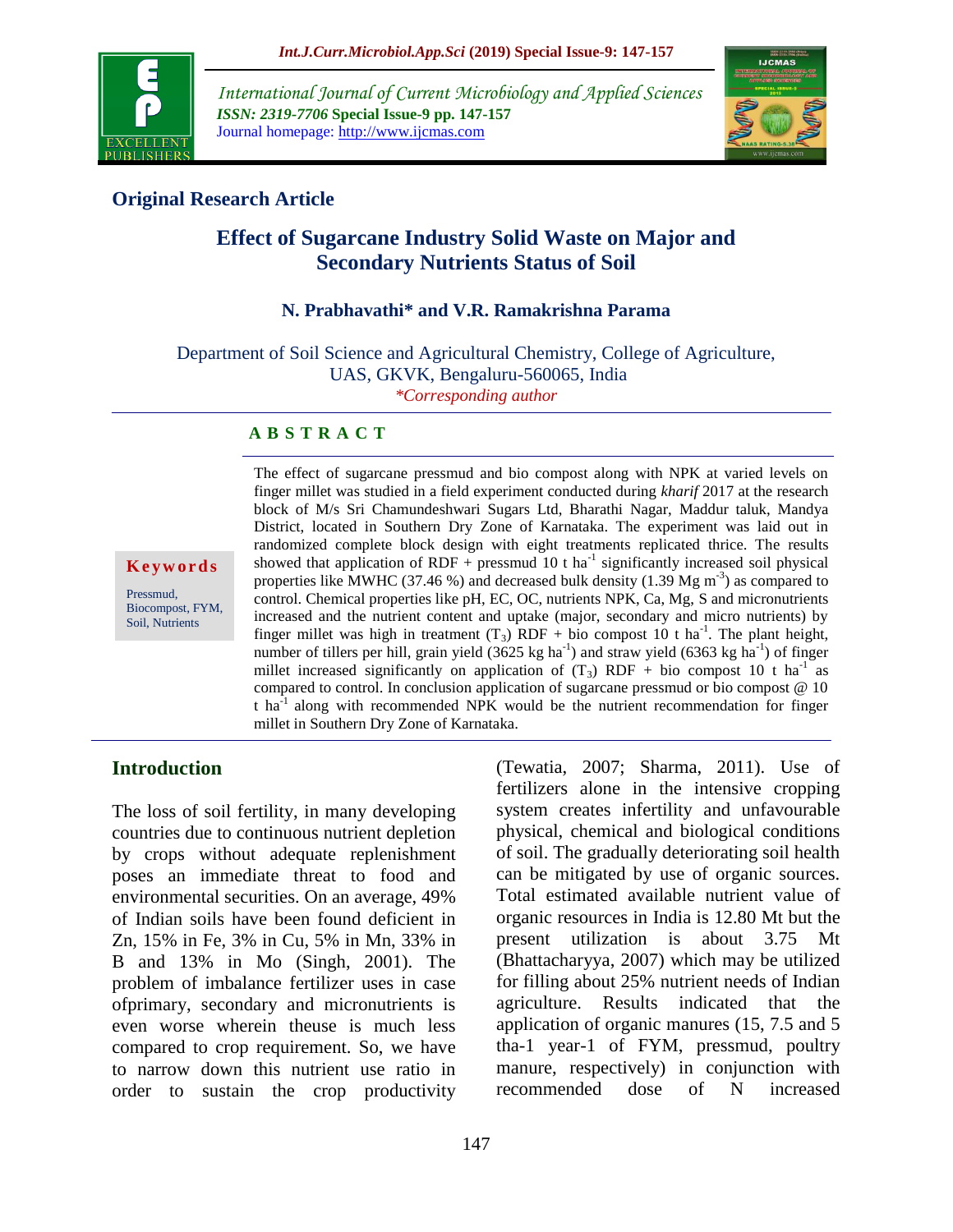**Original Research Article**

# Effect of Sugarcane Industry Solid Waste on Major and Secondary Nutrients Status of Soil

**N. Prabhavathi* and V.R. Ramakrishna Parama**

Department of Soil Science and Agricultural Chemistry, College of Agriculture, UAS, GKVK, Bengaluru-560065, India

*\*Corresponding author*

**Keywords**

Pressmud, Biocompost, FYM, Soil, Nutrients

**A B S T R A C T**

The effect of sugarcane pressmud and bio compost along with NPK at varied levels on finger millet was studied in a field experiment conducted during *kharif* 2017 at the research block of M/s Sri Chamundeshwari Sugars Ltd, Bharathi Nagar, Maddur taluk, Mandya District, located in Southern Dry Zone of Karnataka. The experiment was laid out in randomized complete block design with eight treatments replicated thrice. The results showed that application of RDF + pressmud 10 t ha$^{-1}$ significantly increased soil physical properties like MWHC (37.46 %) and decreased bulk density (1.39 Mg m$^{-3}$) as compared to control. Chemical properties like pH, EC, OC, nutrients NPK, Ca, Mg, S and micronutrients increased and the nutrient content and uptake (major, secondary and micro nutrients) by finger millet was high in treatment ($T_3$) RDF + bio compost 10 t ha$^{-1}$. The plant height, number of tillers per hill, grain yield (3625 kg ha$^{-1}$) and straw yield (6363 kg ha$^{-1}$) of finger millet increased significantly on application of ($T_3$) RDF + bio compost 10 t ha$^{-1}$ as compared to control. In conclusion application of sugarcane pressmud or bio compost @ 10 t ha$^{-1}$ along with recommended NPK would be the nutrient recommendation for finger millet in Southern Dry Zone of Karnataka.

## Introduction

The loss of soil fertility, in many developing countries due to continuous nutrient depletion by crops without adequate replenishment poses an immediate threat to food and environmental securities. On an average, 49% of Indian soils have been found deficient in Zn, 15% in Fe, 3% in Cu, 5% in Mn, 33% in B and 13% in Mo (Singh, 2001). The problem of imbalance fertilizer uses in case ofprimary, secondary and micronutrients is even worse wherein theuse is much less compared to crop requirement. So, we have to narrow down this nutrient use ratio in order to sustain the crop productivity (Tewatia, 2007; Sharma, 2011). Use of fertilizers alone in the intensive cropping system creates infertility and unfavourable physical, chemical and biological conditions of soil. The gradually deteriorating soil health can be mitigated by use of organic sources. Total estimated available nutrient value of organic resources in India is 12.80 Mt but the present utilization is about 3.75 Mt (Bhattacharyya, 2007) which may be utilized for filling about 25% nutrient needs of Indian agriculture. Results indicated that the application of organic manures (15, 7.5 and 5 tha-1 year-1 of FYM, pressmud, poultry manure, respectively) in conjunction with recommended dose of N increased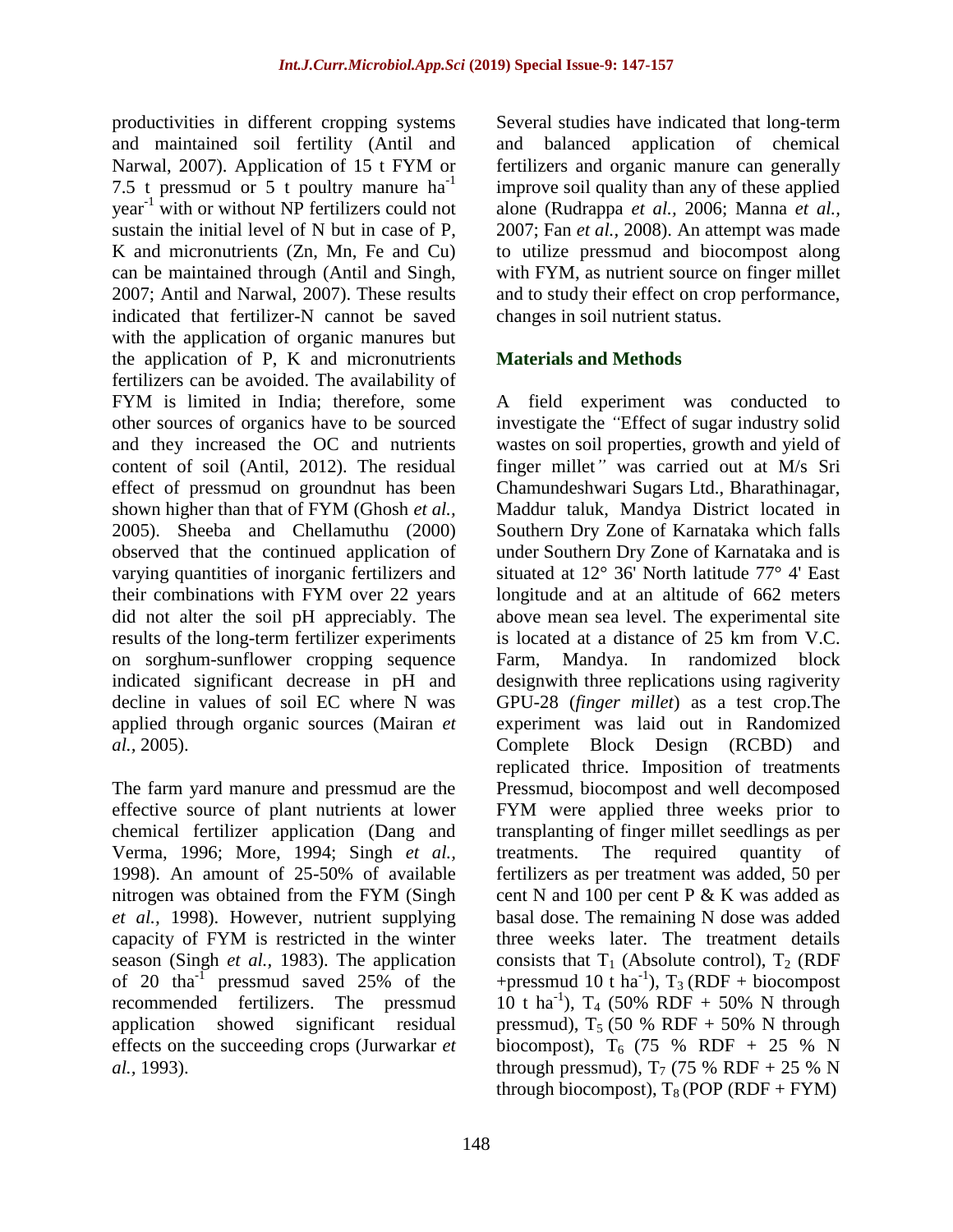productivities in different cropping systems and maintained soil fertility (Antil and Narwal, 2007). Application of 15 t FYM or 7.5 t pressmud or 5 t poultry manure $ha^{-1}$ $year^{-1}$ with or without NP fertilizers could not sustain the initial level of N but in case of P, K and micronutrients (Zn, Mn, Fe and Cu) can be maintained through (Antil and Singh, 2007; Antil and Narwal, 2007). These results indicated that fertilizer-N cannot be saved with the application of organic manures but the application of P, K and micronutrients fertilizers can be avoided. The availability of FYM is limited in India; therefore, some other sources of organics have to be sourced and they increased the OC and nutrients content of soil (Antil, 2012). The residual effect of pressmud on groundnut has been shown higher than that of FYM (Ghosh *et al.,* 2005). Sheeba and Chellamuthu (2000) observed that the continued application of varying quantities of inorganic fertilizers and their combinations with FYM over 22 years did not alter the soil pH appreciably. The results of the long-term fertilizer experiments on sorghum-sunflower cropping sequence indicated significant decrease in pH and decline in values of soil EC where N was applied through organic sources (Mairan *et al.,* 2005).

The farm yard manure and pressmud are the effective source of plant nutrients at lower chemical fertilizer application (Dang and Verma, 1996; More, 1994; Singh *et al.,* 1998). An amount of 25-50% of available nitrogen was obtained from the FYM (Singh *et al.,* 1998). However, nutrient supplying capacity of FYM is restricted in the winter season (Singh *et al.,* 1983). The application of 20 $tha^{-1}$ pressmud saved 25% of the recommended fertilizers. The pressmud application showed significant residual effects on the succeeding crops (Jurwarkar *et al.,* 1993).

Several studies have indicated that long-term and balanced application of chemical fertilizers and organic manure can generally improve soil quality than any of these applied alone (Rudrappa *et al.,* 2006; Manna *et al.,* 2007; Fan *et al.,* 2008). An attempt was made to utilize pressmud and biocompost along with FYM, as nutrient source on finger millet and to study their effect on crop performance, changes in soil nutrient status.

## Materials and Methods

A field experiment was conducted to investigate the *"*Effect of sugar industry solid wastes on soil properties, growth and yield of finger millet*"* was carried out at M/s Sri Chamundeshwari Sugars Ltd., Bharathinagar, Maddur taluk, Mandya District located in Southern Dry Zone of Karnataka which falls under Southern Dry Zone of Karnataka and is situated at 12° 36' North latitude 77° 4' East longitude and at an altitude of 662 meters above mean sea level. The experimental site is located at a distance of 25 km from V.C. Farm, Mandya. In randomized block designwith three replications using ragiverity GPU-28 (*finger millet*) as a test crop.The experiment was laid out in Randomized Complete Block Design (RCBD) and replicated thrice. Imposition of treatments Pressmud, biocompost and well decomposed FYM were applied three weeks prior to transplanting of finger millet seedlings as per treatments. The required quantity of fertilizers as per treatment was added, 50 per cent N and 100 per cent P & K was added as basal dose. The remaining N dose was added three weeks later. The treatment details consists that $T_1$ (Absolute control), $T_2$ (RDF +pressmud 10 t $ha^{-1}$), $T_3$ (RDF + biocompost 10 t $ha^{-1}$), $T_4$ (50% RDF + 50% N through pressmud), $T_5$ (50 % RDF + 50% N through biocompost), $T_6$ (75 % RDF + 25 % N through pressmud), $T_7$ (75 % RDF + 25 % N through biocompost), $T_8$ (POP (RDF + FYM)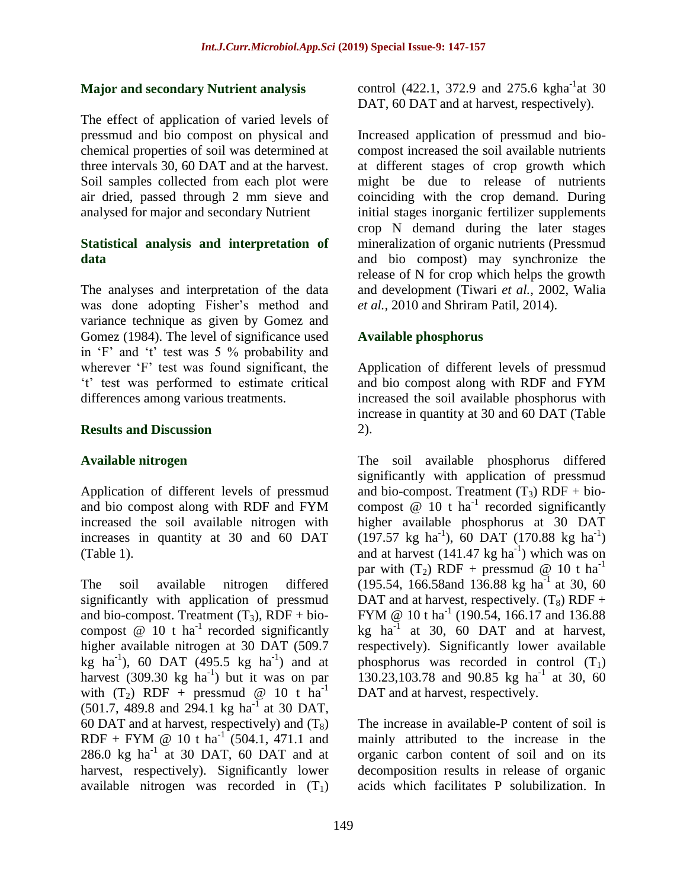## Major and secondary Nutrient analysis

The effect of application of varied levels of pressmud and bio compost on physical and chemical properties of soil was determined at three intervals 30, 60 DAT and at the harvest. Soil samples collected from each plot were air dried, passed through 2 mm sieve and analysed for major and secondary Nutrient

## Statistical analysis and interpretation of data

The analyses and interpretation of the data was done adopting Fisher's method and variance technique as given by Gomez and Gomez (1984). The level of significance used in 'F' and 't' test was 5 % probability and wherever 'F' test was found significant, the 't' test was performed to estimate critical differences among various treatments.

## Results and Discussion

### Available nitrogen

Application of different levels of pressmud and bio compost along with RDF and FYM increased the soil available nitrogen with increases in quantity at 30 and 60 DAT (Table 1).

The soil available nitrogen differed significantly with application of pressmud and bio-compost. Treatment ($T_3$), RDF + bio-compost @ 10 t ha$^{-1}$ recorded significantly higher available nitrogen at 30 DAT (509.7 kg ha$^{-1}$), 60 DAT (495.5 kg ha$^{-1}$) and at harvest (309.30 kg ha$^{-1}$) but it was on par with ($T_2$) RDF + pressmud @ 10 t ha$^{-1}$ (501.7, 489.8 and 294.1 kg ha$^{-1}$ at 30 DAT, 60 DAT and at harvest, respectively) and ($T_8$) RDF + FYM @ 10 t ha$^{-1}$ (504.1, 471.1 and 286.0 kg ha$^{-1}$ at 30 DAT, 60 DAT and at harvest, respectively). Significantly lower available nitrogen was recorded in ($T_1$) control (422.1, 372.9 and 275.6 kgha$^{-1}$at 30 DAT, 60 DAT and at harvest, respectively).

Increased application of pressmud and bio-compost increased the soil available nutrients at different stages of crop growth which might be due to release of nutrients coinciding with the crop demand. During initial stages inorganic fertilizer supplements crop N demand during the later stages mineralization of organic nutrients (Pressmud and bio compost) may synchronize the release of N for crop which helps the growth and development (Tiwari *et al.,* 2002, Walia *et al.,* 2010 and Shriram Patil, 2014).

### Available phosphorus

Application of different levels of pressmud and bio compost along with RDF and FYM increased the soil available phosphorus with increase in quantity at 30 and 60 DAT (Table 2).

The soil available phosphorus differed significantly with application of pressmud and bio-compost. Treatment ($T_3$) RDF + bio-compost @ 10 t ha$^{-1}$ recorded significantly higher available phosphorus at 30 DAT (197.57 kg ha$^{-1}$), 60 DAT (170.88 kg ha$^{-1}$) and at harvest (141.47 kg ha$^{-1}$) which was on par with ($T_2$) RDF + pressmud @ 10 t ha$^{-1}$ (195.54, 166.58and 136.88 kg ha$^{-1}$ at 30, 60 DAT and at harvest, respectively. ($T_8$) RDF + FYM @ 10 t ha$^{-1}$ (190.54, 166.17 and 136.88 kg ha$^{-1}$ at 30, 60 DAT and at harvest, respectively). Significantly lower available phosphorus was recorded in control ($T_1$) 130.23,103.78 and 90.85 kg ha$^{-1}$ at 30, 60 DAT and at harvest, respectively.

The increase in available-P content of soil is mainly attributed to the increase in the organic carbon content of soil and on its decomposition results in release of organic acids which facilitates P solubilization. In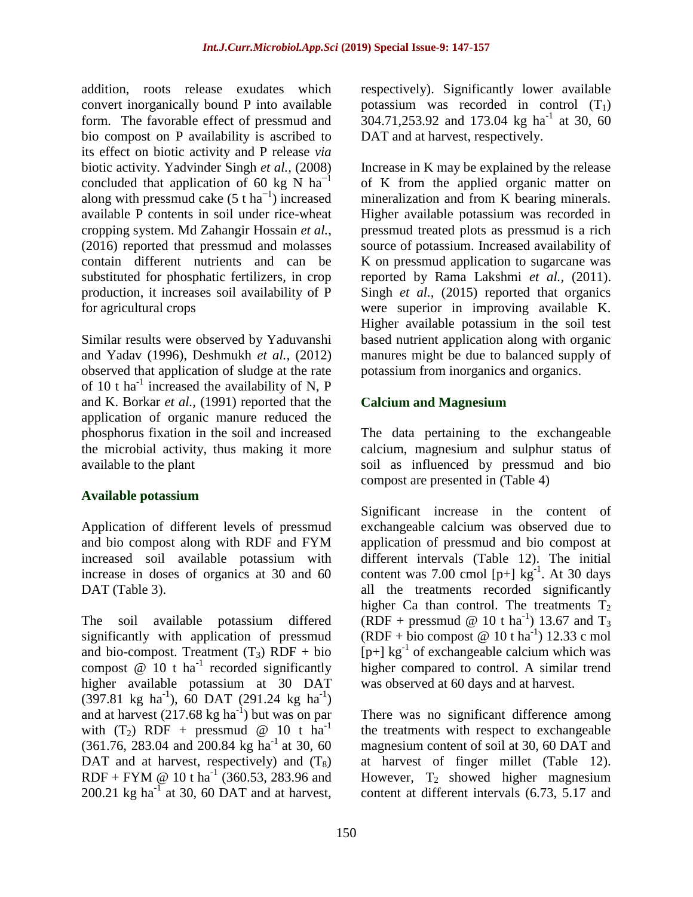addition, roots release exudates which convert inorganically bound P into available form. The favorable effect of pressmud and bio compost on P availability is ascribed to its effect on biotic activity and P release *via* biotic activity. Yadvinder Singh *et al.,* (2008) concluded that application of 60 kg N $ha^{-1}$ along with pressmud cake (5 t $ha^{-1}$) increased available P contents in soil under rice-wheat cropping system. Md Zahangir Hossain *et al.,* (2016) reported that pressmud and molasses contain different nutrients and can be substituted for phosphatic fertilizers, in crop production, it increases soil availability of P for agricultural crops

Similar results were observed by Yaduvanshi and Yadav (1996), Deshmukh *et al.,* (2012) observed that application of sludge at the rate of 10 t $ha^{-1}$ increased the availability of N, P and K. Borkar *et al.,* (1991) reported that the application of organic manure reduced the phosphorus fixation in the soil and increased the microbial activity, thus making it more available to the plant

## Available potassium

Application of different levels of pressmud and bio compost along with RDF and FYM increased soil available potassium with increase in doses of organics at 30 and 60 DAT (Table 3).

The soil available potassium differed significantly with application of pressmud and bio-compost. Treatment ($T_3$) RDF + bio compost @ 10 t $ha^{-1}$ recorded significantly higher available potassium at 30 DAT (397.81 kg $ha^{-1}$), 60 DAT (291.24 kg $ha^{-1}$) and at harvest (217.68 kg $ha^{-1}$) but was on par with ($T_2$) RDF + pressmud @ 10 t $ha^{-1}$ (361.76, 283.04 and 200.84 kg $ha^{-1}$ at 30, 60 DAT and at harvest, respectively) and ($T_8$) RDF + FYM @ 10 t $ha^{-1}$ (360.53, 283.96 and 200.21 kg $ha^{-1}$ at 30, 60 DAT and at harvest, respectively). Significantly lower available potassium was recorded in control ($T_1$) 304.71,253.92 and 173.04 kg $ha^{-1}$ at 30, 60 DAT and at harvest, respectively.

Increase in K may be explained by the release of K from the applied organic matter on mineralization and from K bearing minerals. Higher available potassium was recorded in pressmud treated plots as pressmud is a rich source of potassium. Increased availability of K on pressmud application to sugarcane was reported by Rama Lakshmi *et al.,* (2011). Singh *et al.,* (2015) reported that organics were superior in improving available K. Higher available potassium in the soil test based nutrient application along with organic manures might be due to balanced supply of potassium from inorganics and organics.

## Calcium and Magnesium

The data pertaining to the exchangeable calcium, magnesium and sulphur status of soil as influenced by pressmud and bio compost are presented in (Table 4)

Significant increase in the content of exchangeable calcium was observed due to application of pressmud and bio compost at different intervals (Table 12). The initial content was 7.00 cmol [p+] $kg^{-1}$. At 30 days all the treatments recorded significantly higher Ca than control. The treatments $T_2$ (RDF + pressmud @ 10 t $ha^{-1}$) 13.67 and $T_3$ (RDF + bio compost @ 10 t $ha^{-1}$) 12.33 c mol [p+] $kg^{-1}$ of exchangeable calcium which was higher compared to control. A similar trend was observed at 60 days and at harvest.

There was no significant difference among the treatments with respect to exchangeable magnesium content of soil at 30, 60 DAT and at harvest of finger millet (Table 12). However, $T_2$ showed higher magnesium content at different intervals (6.73, 5.17 and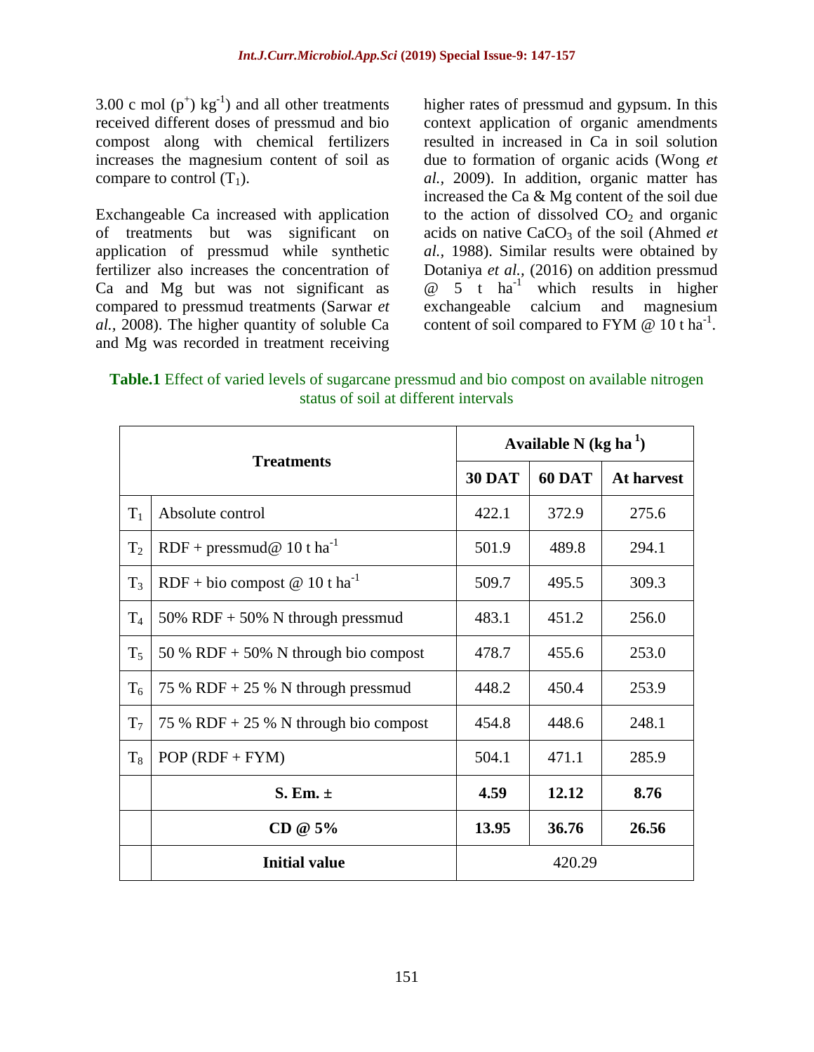3.00 c mol ($p^+$) $kg^{-1}$) and all other treatments received different doses of pressmud and bio compost along with chemical fertilizers increases the magnesium content of soil as compare to control ($T_1$).

Exchangeable Ca increased with application of treatments but was significant on application of pressmud while synthetic fertilizer also increases the concentration of Ca and Mg but was not significant as compared to pressmud treatments (Sarwar *et al.,* 2008). The higher quantity of soluble Ca and Mg was recorded in treatment receiving higher rates of pressmud and gypsum. In this context application of organic amendments resulted in increased in Ca in soil solution due to formation of organic acids (Wong *et al.,* 2009). In addition, organic matter has increased the Ca & Mg content of the soil due to the action of dissolved $CO_2$ and organic acids on native $CaCO_3$ of the soil (Ahmed *et al.,* 1988). Similar results were obtained by Dotaniya *et al.,* (2016) on addition pressmud @ 5 t $ha^{-1}$ which results in higher exchangeable calcium and magnesium content of soil compared to FYM @ 10 t $ha^{-1}$.

**Table.1** Effect of varied levels of sugarcane pressmud and bio compost on available nitrogen status of soil at different intervals

| Treatments | | Available N (kg $ha^{-1}$) | | |
|---|---|---|---|---|
| | | **30 DAT** | **60 DAT** | **At harvest** |
| $T_1$ | Absolute control | 422.1 | 372.9 | 275.6 |
| $T_2$ | RDF + pressmud@ 10 t $ha^{-1}$ | 501.9 | 489.8 | 294.1 |
| $T_3$ | RDF + bio compost @ 10 t $ha^{-1}$ | 509.7 | 495.5 | 309.3 |
| $T_4$ | 50% RDF + 50% N through pressmud | 483.1 | 451.2 | 256.0 |
| $T_5$ | 50 % RDF + 50% N through bio compost | 478.7 | 455.6 | 253.0 |
| $T_6$ | 75 % RDF + 25 % N through pressmud | 448.2 | 450.4 | 253.9 |
| $T_7$ | 75 % RDF + 25 % N through bio compost | 454.8 | 448.6 | 248.1 |
| $T_8$ | POP (RDF + FYM) | 504.1 | 471.1 | 285.9 |
| | **S. Em. ±** | **4.59** | **12.12** | **8.76** |
| | **CD @ 5%** | **13.95** | **36.76** | **26.56** |
| | **Initial value** | 420.29 | | |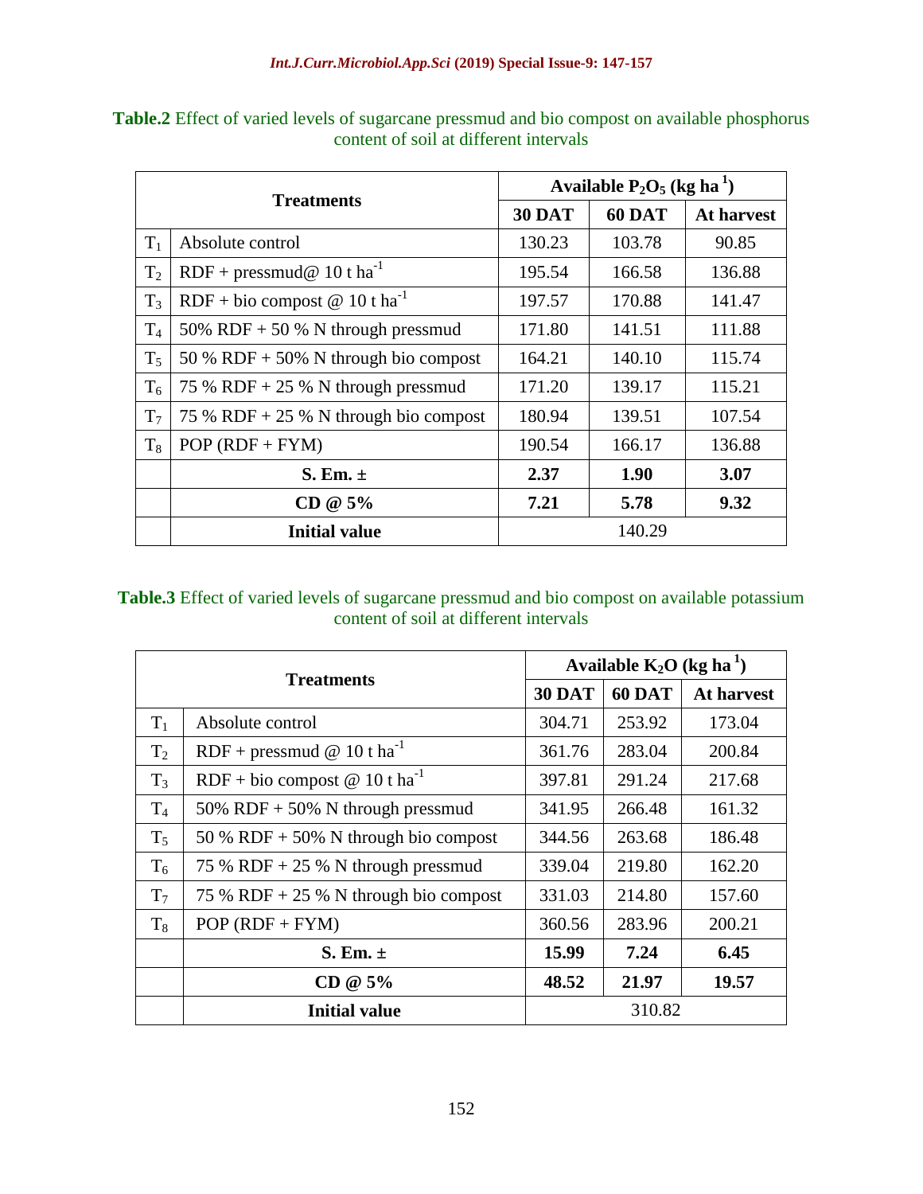**Table.2** Effect of varied levels of sugarcane pressmud and bio compost on available phosphorus content of soil at different intervals

| Treatments | | Available $P_2O_5$ (kg ha$^{-1}$) | | |
|---|---|---|---|---|
| | | 30 DAT | 60 DAT | At harvest |
| $T_1$ | Absolute control | 130.23 | 103.78 | 90.85 |
| $T_2$ | RDF + pressmud@ 10 t ha$^{-1}$ | 195.54 | 166.58 | 136.88 |
| $T_3$ | RDF + bio compost @ 10 t ha$^{-1}$ | 197.57 | 170.88 | 141.47 |
| $T_4$ | 50% RDF + 50 % N through pressmud | 171.80 | 141.51 | 111.88 |
| $T_5$ | 50 % RDF + 50% N through bio compost | 164.21 | 140.10 | 115.74 |
| $T_6$ | 75 % RDF + 25 % N through pressmud | 171.20 | 139.17 | 115.21 |
| $T_7$ | 75 % RDF + 25 % N through bio compost | 180.94 | 139.51 | 107.54 |
| $T_8$ | POP (RDF + FYM) | 190.54 | 166.17 | 136.88 |
| | **S. Em. ±** | **2.37** | **1.90** | **3.07** |
| | **CD @ 5%** | **7.21** | **5.78** | **9.32** |
| | **Initial value** | 140.29 | | |

**Table.3** Effect of varied levels of sugarcane pressmud and bio compost on available potassium content of soil at different intervals

| Treatments | | Available $K_2O$ (kg ha$^{-1}$) | | |
|---|---|---|---|---|
| | | 30 DAT | 60 DAT | At harvest |
| $T_1$ | Absolute control | 304.71 | 253.92 | 173.04 |
| $T_2$ | RDF + pressmud @ 10 t ha$^{-1}$ | 361.76 | 283.04 | 200.84 |
| $T_3$ | RDF + bio compost @ 10 t ha$^{-1}$ | 397.81 | 291.24 | 217.68 |
| $T_4$ | 50% RDF + 50% N through pressmud | 341.95 | 266.48 | 161.32 |
| $T_5$ | 50 % RDF + 50% N through bio compost | 344.56 | 263.68 | 186.48 |
| $T_6$ | 75 % RDF + 25 % N through pressmud | 339.04 | 219.80 | 162.20 |
| $T_7$ | 75 % RDF + 25 % N through bio compost | 331.03 | 214.80 | 157.60 |
| $T_8$ | POP (RDF + FYM) | 360.56 | 283.96 | 200.21 |
| | **S. Em. ±** | **15.99** | **7.24** | **6.45** |
| | **CD @ 5%** | **48.52** | **21.97** | **19.57** |
| | **Initial value** | 310.82 | | |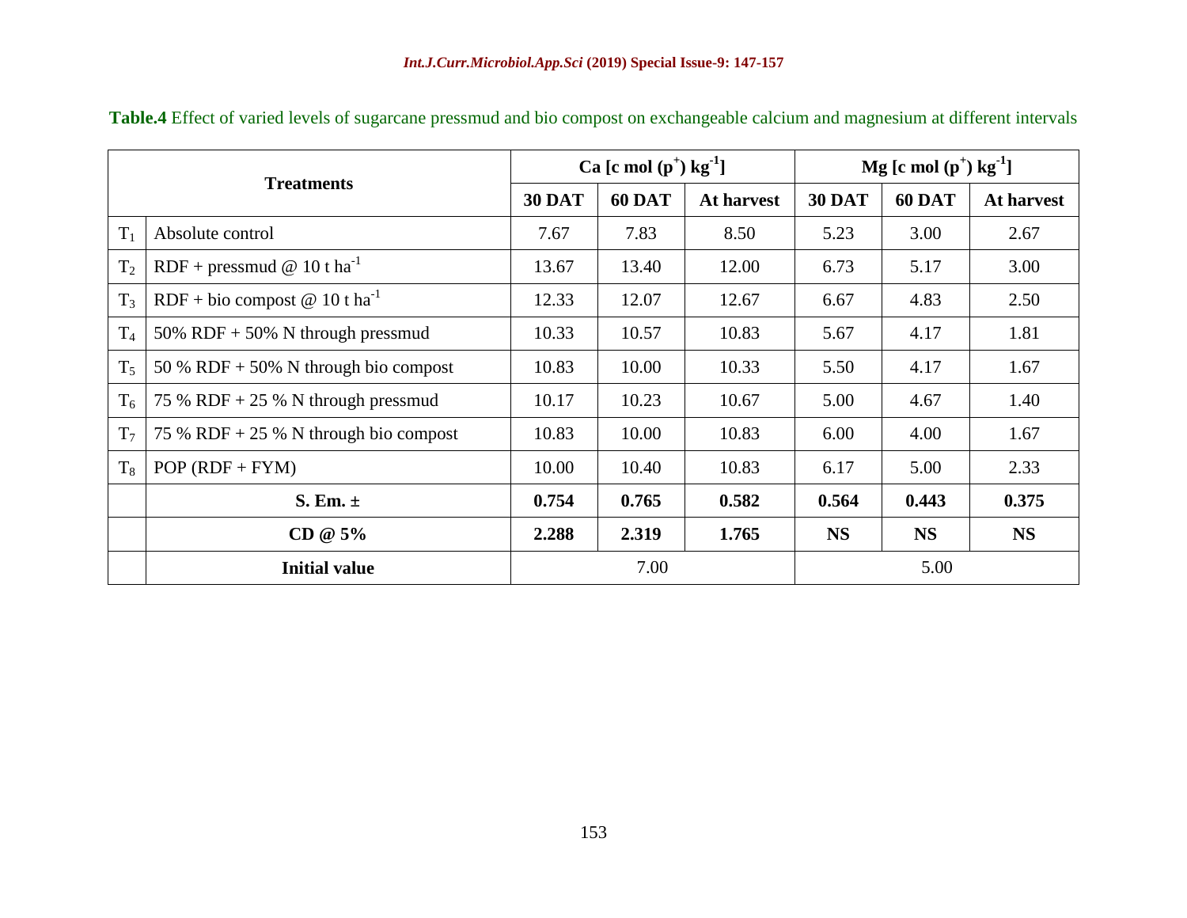**Table.4** Effect of varied levels of sugarcane pressmud and bio compost on exchangeable calcium and magnesium at different intervals

| Treatments | | Ca [c mol $(p^+)$ $kg^{-1}$] | | | Mg [c mol $(p^+)$ $kg^{-1}$] | | |
|---|---|---|---|---|---|---|---|
| | | **30 DAT** | **60 DAT** | **At harvest** | **30 DAT** | **60 DAT** | **At harvest** |
| $T_1$ | Absolute control | 7.67 | 7.83 | 8.50 | 5.23 | 3.00 | 2.67 |
| $T_2$ | RDF + pressmud @ 10 t $ha^{-1}$ | 13.67 | 13.40 | 12.00 | 6.73 | 5.17 | 3.00 |
| $T_3$ | RDF + bio compost @ 10 t $ha^{-1}$ | 12.33 | 12.07 | 12.67 | 6.67 | 4.83 | 2.50 |
| $T_4$ | 50% RDF + 50% N through pressmud | 10.33 | 10.57 | 10.83 | 5.67 | 4.17 | 1.81 |
| $T_5$ | 50 % RDF + 50% N through bio compost | 10.83 | 10.00 | 10.33 | 5.50 | 4.17 | 1.67 |
| $T_6$ | 75 % RDF + 25 % N through pressmud | 10.17 | 10.23 | 10.67 | 5.00 | 4.67 | 1.40 |
| $T_7$ | 75 % RDF + 25 % N through bio compost | 10.83 | 10.00 | 10.83 | 6.00 | 4.00 | 1.67 |
| $T_8$ | POP (RDF + FYM) | 10.00 | 10.40 | 10.83 | 6.17 | 5.00 | 2.33 |
| | **S. Em. ±** | **0.754** | **0.765** | **0.582** | **0.564** | **0.443** | **0.375** |
| | **CD @ 5%** | **2.288** | **2.319** | **1.765** | **NS** | **NS** | **NS** |
| | **Initial value** | 7.00 | | | 5.00 | | |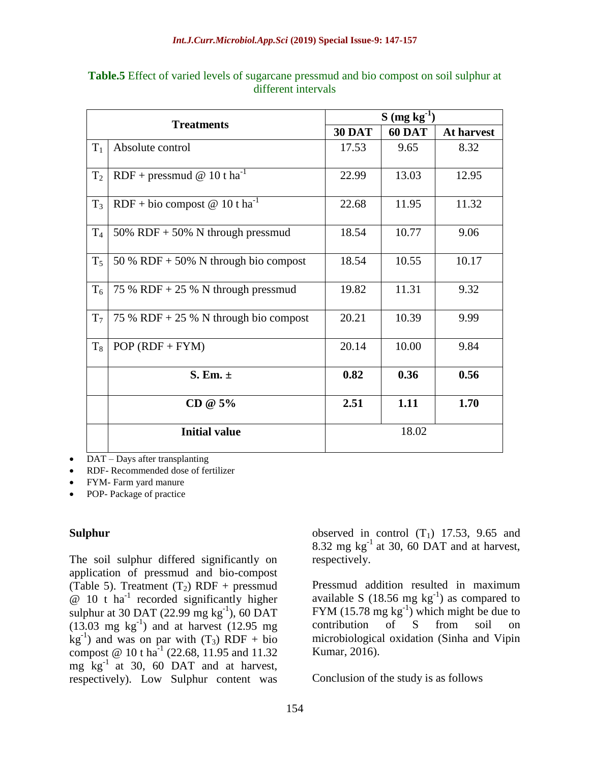**Table.5** Effect of varied levels of sugarcane pressmud and bio compost on soil sulphur at different intervals

| Treatments | | S (mg kg$^{-1}$) | | |
|---|---|---|---|---|
| | | **30 DAT** | **60 DAT** | **At harvest** |
| $T_1$ | Absolute control | 17.53 | 9.65 | 8.32 |
| $T_2$ | RDF + pressmud @ 10 t ha$^{-1}$ | 22.99 | 13.03 | 12.95 |
| $T_3$ | RDF + bio compost @ 10 t ha$^{-1}$ | 22.68 | 11.95 | 11.32 |
| $T_4$ | 50% RDF + 50% N through pressmud | 18.54 | 10.77 | 9.06 |
| $T_5$ | 50 % RDF + 50% N through bio compost | 18.54 | 10.55 | 10.17 |
| $T_6$ | 75 % RDF + 25 % N through pressmud | 19.82 | 11.31 | 9.32 |
| $T_7$ | 75 % RDF + 25 % N through bio compost | 20.21 | 10.39 | 9.99 |
| $T_8$ | POP (RDF + FYM) | 20.14 | 10.00 | 9.84 |
| | **S. Em. ±** | **0.82** | **0.36** | **0.56** |
| | **CD @ 5%** | **2.51** | **1.11** | **1.70** |
| | **Initial value** | 18.02 | | |

- DAT – Days after transplanting
- RDF- Recommended dose of fertilizer
- FYM- Farm yard manure
- POP- Package of practice

## Sulphur

The soil sulphur differed significantly on application of pressmud and bio-compost (Table 5). Treatment ($T_2$) RDF + pressmud @ 10 t ha$^{-1}$ recorded significantly higher sulphur at 30 DAT (22.99 mg kg$^{-1}$), 60 DAT (13.03 mg kg$^{-1}$) and at harvest (12.95 mg kg$^{-1}$) and was on par with ($T_3$) RDF + bio compost @ 10 t ha$^{-1}$ (22.68, 11.95 and 11.32 mg kg$^{-1}$ at 30, 60 DAT and at harvest, respectively). Low Sulphur content was observed in control ($T_1$) 17.53, 9.65 and 8.32 mg kg$^{-1}$ at 30, 60 DAT and at harvest, respectively.

Pressmud addition resulted in maximum available S (18.56 mg kg$^{-1}$) as compared to FYM (15.78 mg kg$^{-1}$) which might be due to contribution of S from soil on microbiological oxidation (Sinha and Vipin Kumar, 2016).

Conclusion of the study is as follows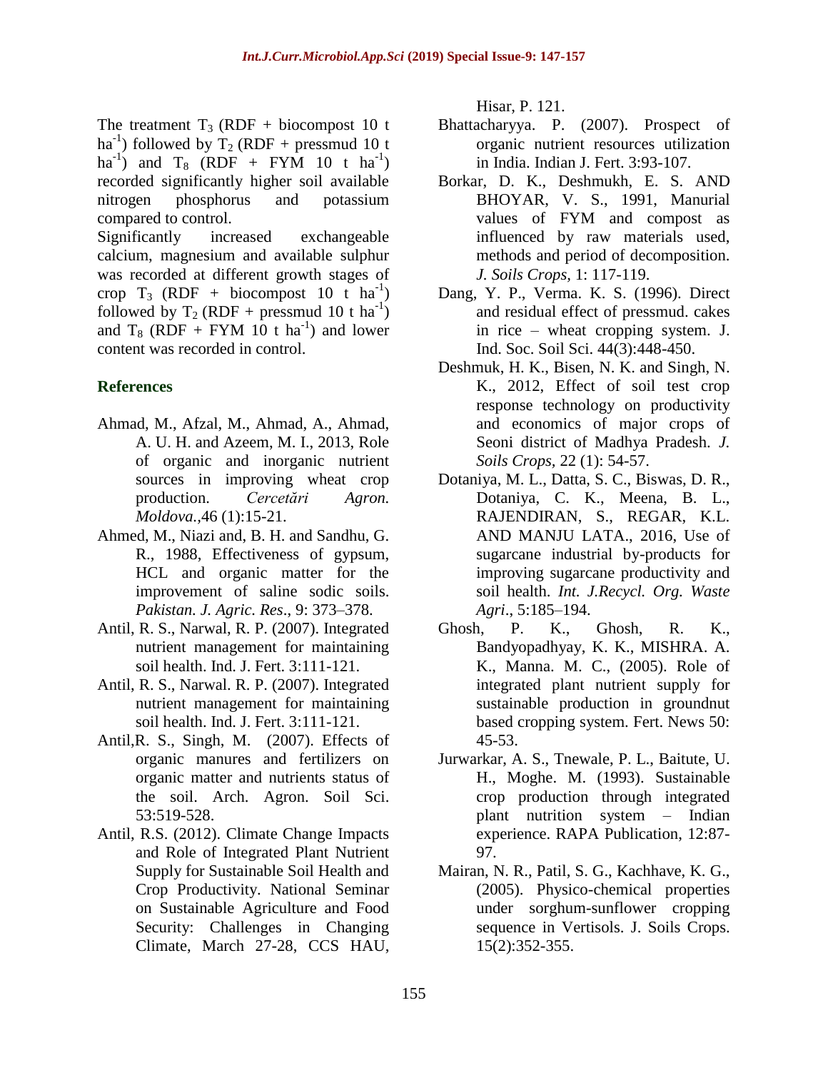The treatment $T_3$ (RDF + biocompost 10 t $ha^{-1}$) followed by $T_2$ (RDF + pressmud 10 t $ha^{-1}$) and $T_8$ (RDF + FYM 10 t $ha^{-1}$) recorded significantly higher soil available nitrogen phosphorus and potassium compared to control.

Significantly increased exchangeable calcium, magnesium and available sulphur was recorded at different growth stages of crop $T_3$ (RDF + biocompost 10 t $ha^{-1}$) followed by $T_2$ (RDF + pressmud 10 t $ha^{-1}$) and $T_8$ (RDF + FYM 10 t $ha^{-1}$) and lower content was recorded in control.

## References

Ahmad, M., Afzal, M., Ahmad, A., Ahmad, A. U. H. and Azeem, M. I., 2013, Role of organic and inorganic nutrient sources in improving wheat crop production. *Cercetări Agron. Moldova.*,46 (1):15-21.

Ahmed, M., Niazi and, B. H. and Sandhu, G. R., 1988, Effectiveness of gypsum, HCL and organic matter for the improvement of saline sodic soils. *Pakistan. J. Agric. Res*., 9: 373–378.

Antil, R. S., Narwal, R. P. (2007). Integrated nutrient management for maintaining soil health. Ind. J. Fert. 3:111-121.

Antil, R. S., Narwal. R. P. (2007). Integrated nutrient management for maintaining soil health. Ind. J. Fert. 3:111-121.

Antil,R. S., Singh, M. (2007). Effects of organic manures and fertilizers on organic matter and nutrients status of the soil. Arch. Agron. Soil Sci. 53:519-528.

Antil, R.S. (2012). Climate Change Impacts and Role of Integrated Plant Nutrient Supply for Sustainable Soil Health and Crop Productivity. National Seminar on Sustainable Agriculture and Food Security: Challenges in Changing Climate, March 27-28, CCS HAU, Hisar, P. 121.

Bhattacharyya. P. (2007). Prospect of organic nutrient resources utilization in India. Indian J. Fert. 3:93-107.

Borkar, D. K., Deshmukh, E. S. AND BHOYAR, V. S., 1991, Manurial values of FYM and compost as influenced by raw materials used, methods and period of decomposition. *J. Soils Crops*, 1: 117-119.

Dang, Y. P., Verma. K. S. (1996). Direct and residual effect of pressmud. cakes in rice – wheat cropping system. J. Ind. Soc. Soil Sci. 44(3):448-450.

Deshmuk, H. K., Bisen, N. K. and Singh, N. K., 2012, Effect of soil test crop response technology on productivity and economics of major crops of Seoni district of Madhya Pradesh. *J. Soils Crops*, 22 (1): 54-57.

Dotaniya, M. L., Datta, S. C., Biswas, D. R., Dotaniya, C. K., Meena, B. L., RAJENDIRAN, S., REGAR, K.L. AND MANJU LATA., 2016, Use of sugarcane industrial by-products for improving sugarcane productivity and soil health. *Int. J.Recycl. Org. Waste Agri*., 5:185–194.

Ghosh, P. K., Ghosh, R. K., Bandyopadhyay, K. K., MISHRA. A. K., Manna. M. C., (2005). Role of integrated plant nutrient supply for sustainable production in groundnut based cropping system. Fert. News 50: 45-53.

Jurwarkar, A. S., Tnewale, P. L., Baitute, U. H., Moghe. M. (1993). Sustainable crop production through integrated plant nutrition system – Indian experience. RAPA Publication, 12:87-97.

Mairan, N. R., Patil, S. G., Kachhave, K. G., (2005). Physico-chemical properties under sorghum-sunflower cropping sequence in Vertisols. J. Soils Crops. 15(2):352-355.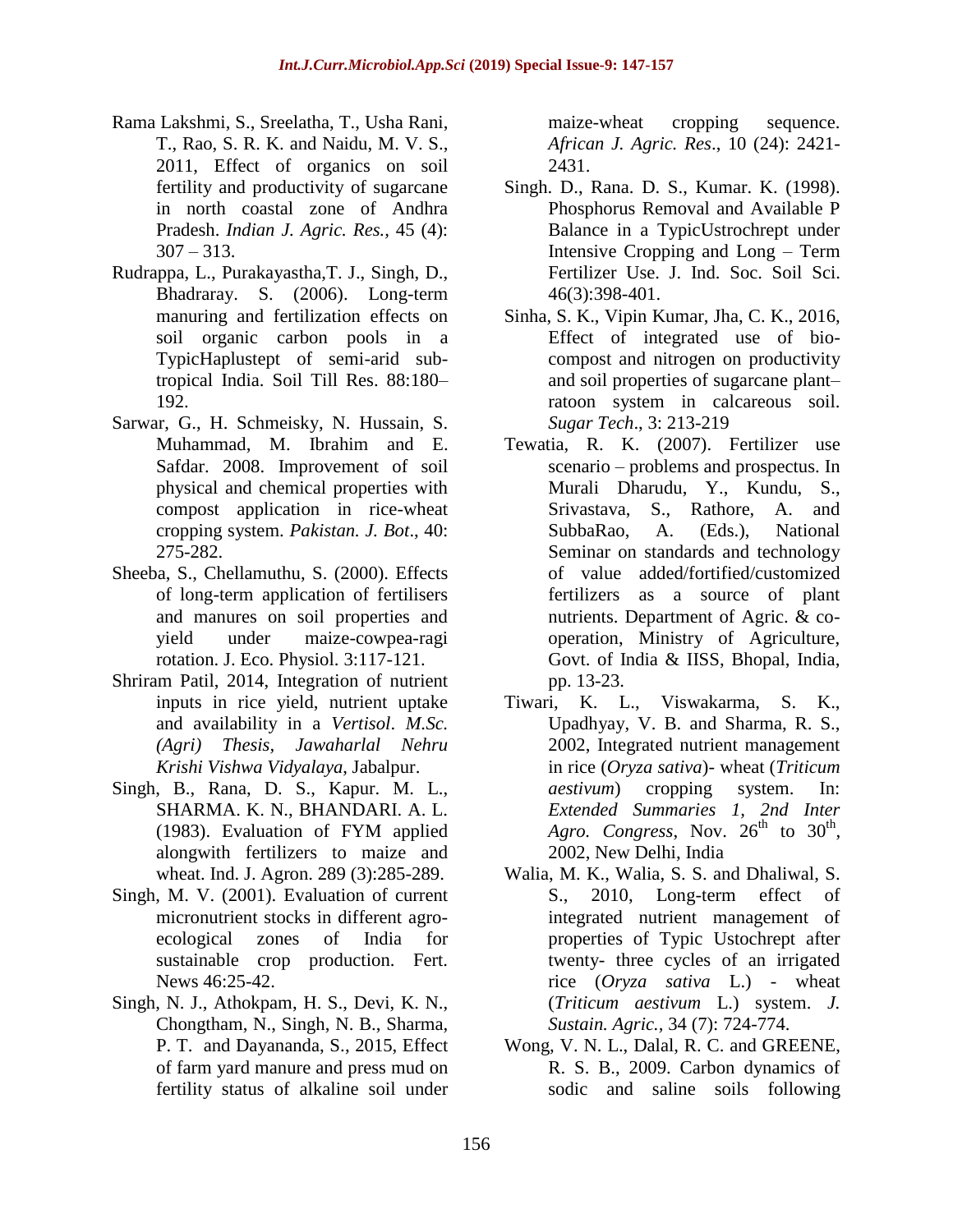Rama Lakshmi, S., Sreelatha, T., Usha Rani, T., Rao, S. R. K. and Naidu, M. V. S., 2011, Effect of organics on soil fertility and productivity of sugarcane in north coastal zone of Andhra Pradesh. *Indian J. Agric. Res.,* 45 (4): 307 – 313.

Rudrappa, L., Purakayastha,T. J., Singh, D., Bhadraray. S. (2006). Long-term manuring and fertilization effects on soil organic carbon pools in a TypicHaplustept of semi-arid sub-tropical India. Soil Till Res. 88:180–192.

Sarwar, G., H. Schmeisky, N. Hussain, S. Muhammad, M. Ibrahim and E. Safdar. 2008. Improvement of soil physical and chemical properties with compost application in rice-wheat cropping system. *Pakistan. J. Bot*., 40: 275-282.

Sheeba, S., Chellamuthu, S. (2000). Effects of long-term application of fertilisers and manures on soil properties and yield under maize-cowpea-ragi rotation. J. Eco. Physiol. 3:117-121.

Shriram Patil, 2014, Integration of nutrient inputs in rice yield, nutrient uptake and availability in a *Vertisol*. *M.Sc. (Agri) Thesis, Jawaharlal Nehru Krishi Vishwa Vidyalaya*, Jabalpur.

Singh, B., Rana, D. S., Kapur. M. L., SHARMA. K. N., BHANDARI. A. L. (1983). Evaluation of FYM applied alongwith fertilizers to maize and wheat. Ind. J. Agron. 289 (3):285-289.

Singh, M. V. (2001). Evaluation of current micronutrient stocks in different agro-ecological zones of India for sustainable crop production. Fert. News 46:25-42.

Singh, N. J., Athokpam, H. S., Devi, K. N., Chongtham, N., Singh, N. B., Sharma, P. T. and Dayananda, S., 2015, Effect of farm yard manure and press mud on fertility status of alkaline soil under maize-wheat cropping sequence. *African J. Agric. Res*., 10 (24): 2421-2431.

Singh. D., Rana. D. S., Kumar. K. (1998). Phosphorus Removal and Available P Balance in a TypicUstrochrept under Intensive Cropping and Long – Term Fertilizer Use. J. Ind. Soc. Soil Sci. 46(3):398-401.

Sinha, S. K., Vipin Kumar, Jha, C. K., 2016, Effect of integrated use of bio-compost and nitrogen on productivity and soil properties of sugarcane plant–ratoon system in calcareous soil. *Sugar Tech*., 3: 213-219

Tewatia, R. K. (2007). Fertilizer use scenario – problems and prospectus. In Murali Dharudu, Y., Kundu, S., Srivastava, S., Rathore, A. and SubbaRao, A. (Eds.), National Seminar on standards and technology of value added/fortified/customized fertilizers as a source of plant nutrients. Department of Agric. & co-operation, Ministry of Agriculture, Govt. of India & IISS, Bhopal, India, pp. 13-23.

Tiwari, K. L., Viswakarma, S. K., Upadhyay, V. B. and Sharma, R. S., 2002, Integrated nutrient management in rice (*Oryza sativa*)- wheat (*Triticum aestivum*) cropping system. In: *Extended Summaries 1, 2nd Inter Agro. Congress*, Nov. 26th to 30th, 2002, New Delhi, India

Walia, M. K., Walia, S. S. and Dhaliwal, S. S., 2010, Long-term effect of integrated nutrient management of properties of Typic Ustochrept after twenty- three cycles of an irrigated rice (*Oryza sativa* L.) - wheat (*Triticum aestivum* L.) system. *J. Sustain. Agric.,* 34 (7): 724-774.

Wong, V. N. L., Dalal, R. C. and GREENE, R. S. B., 2009. Carbon dynamics of sodic and saline soils following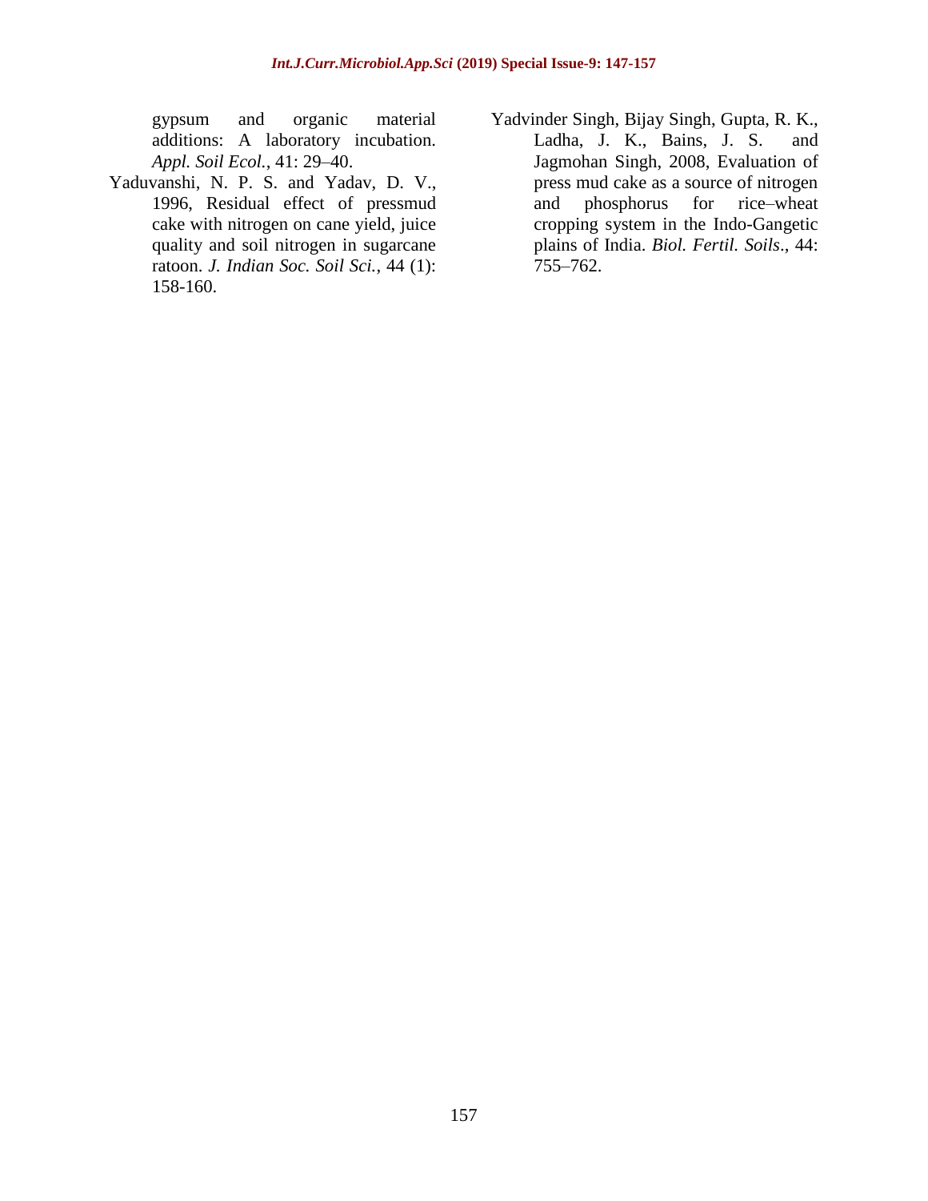gypsum and organic material additions: A laboratory incubation. *Appl. Soil Ecol.*, 41: 29–40.

Yaduvanshi, N. P. S. and Yadav, D. V., 1996, Residual effect of pressmud cake with nitrogen on cane yield, juice quality and soil nitrogen in sugarcane ratoon. *J. Indian Soc. Soil Sci.*, 44 (1): 158-160.

Yadvinder Singh, Bijay Singh, Gupta, R. K., Ladha, J. K., Bains, J. S. and Jagmohan Singh, 2008, Evaluation of press mud cake as a source of nitrogen and phosphorus for rice–wheat cropping system in the Indo-Gangetic plains of India. *Biol. Fertil. Soils*., 44: 755–762.